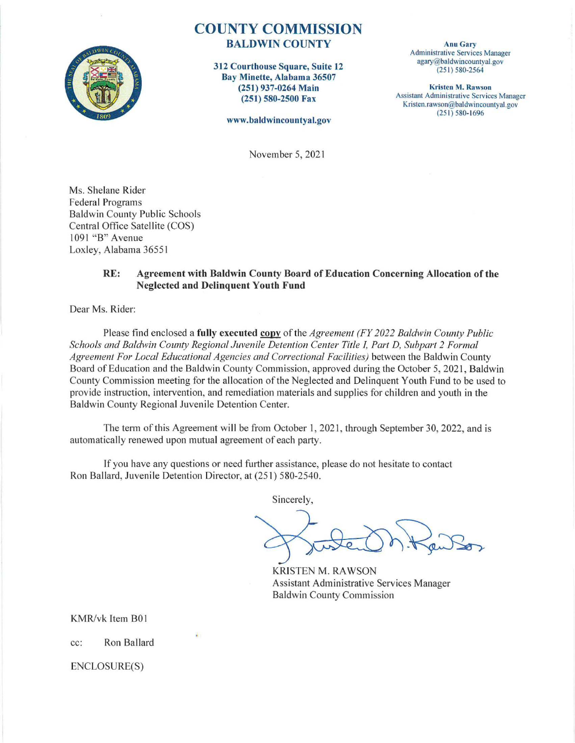# COUNTY COMMISSION
## BALDWIN COUNTY

**312 Courthouse Square, Suite 12**
**Bay Minette, Alabama 36507**
**(251) 937-0264 Main**
**(251) 580-2500 Fax**

**www.baldwincountyal.gov**

**Anu Gary**
Administrative Services Manager
agary@baldwincountyal.gov
(251) 580-2564

**Kristen M. Rawson**
Assistant Administrative Services Manager
Kristen.rawson@baldwincountyal.gov
(251) 580-1696

November 5, 2021

Ms. Shelane Rider
Federal Programs
Baldwin County Public Schools
Central Office Satellite (COS)
1091 "B" Avenue
Loxley, Alabama 36551

**RE: Agreement with Baldwin County Board of Education Concerning Allocation of the Neglected and Delinquent Youth Fund**

Dear Ms. Rider:

Please find enclosed a **fully executed copy** of the *Agreement (FY 2022 Baldwin County Public Schools and Baldwin County Regional Juvenile Detention Center Title I, Part D, Subpart 2 Formal Agreement For Local Educational Agencies and Correctional Facilities)* between the Baldwin County Board of Education and the Baldwin County Commission, approved during the October 5, 2021, Baldwin County Commission meeting for the allocation of the Neglected and Delinquent Youth Fund to be used to provide instruction, intervention, and remediation materials and supplies for children and youth in the Baldwin County Regional Juvenile Detention Center.

The term of this Agreement will be from October 1, 2021, through September 30, 2022, and is automatically renewed upon mutual agreement of each party.

If you have any questions or need further assistance, please do not hesitate to contact Ron Ballard, Juvenile Detention Director, at (251) 580-2540.

Sincerely,

KRISTEN M. RAWSON
Assistant Administrative Services Manager
Baldwin County Commission

KMR/vk Item B01

cc: Ron Ballard

ENCLOSURE(S)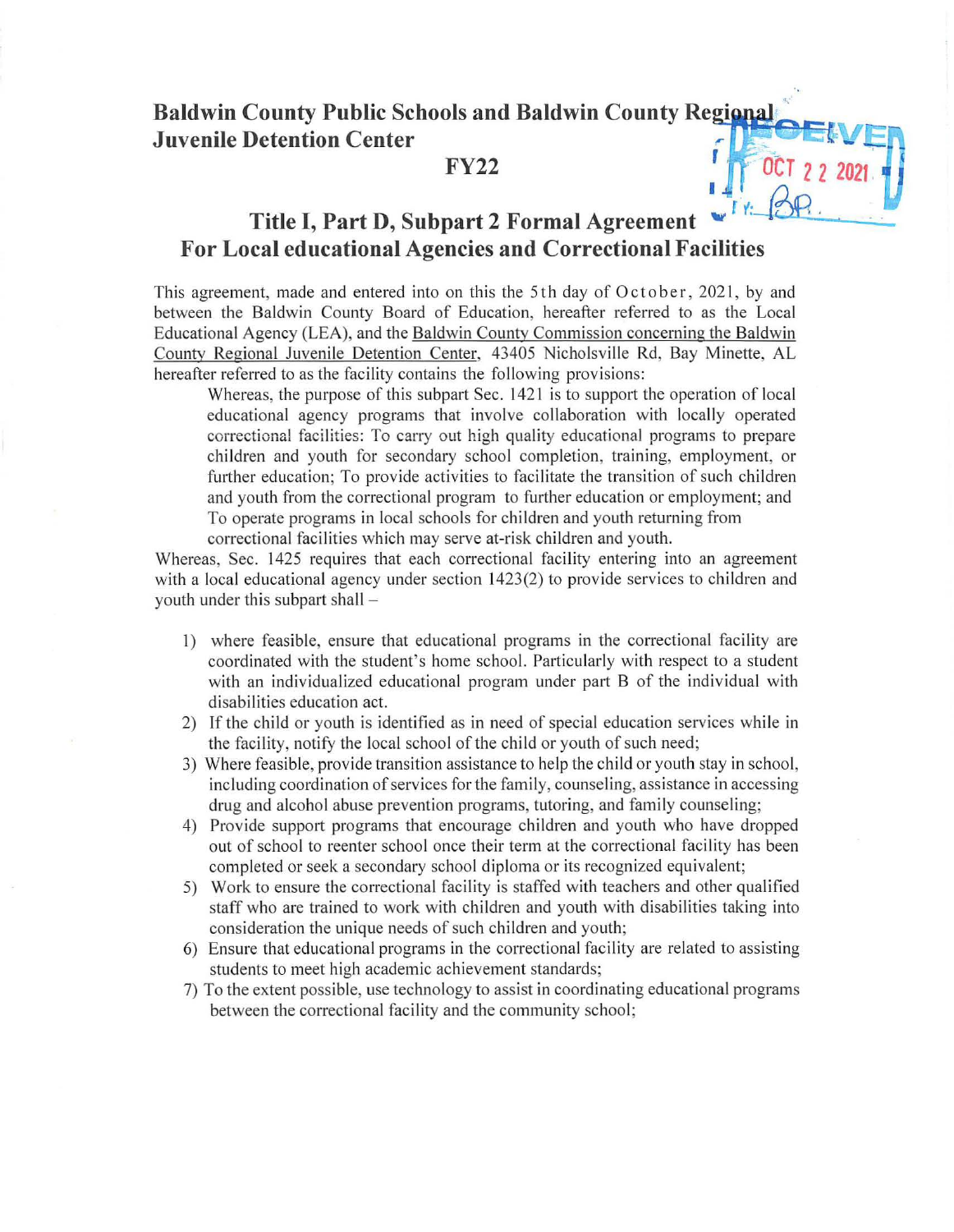# Baldwin County Public Schools and Baldwin County Regional Juvenile Detention Center

**FY22**

RECEIVED
OCT 22 2021
BY: BP

## Title I, Part D, Subpart 2 Formal Agreement For Local educational Agencies and Correctional Facilities

This agreement, made and entered into on this the 5th day of October, 2021, by and between the Baldwin County Board of Education, hereafter referred to as the Local Educational Agency (LEA), and the Baldwin County Commission concerning the Baldwin County Regional Juvenile Detention Center, 43405 Nicholsville Rd, Bay Minette, AL hereafter referred to as the facility contains the following provisions:

> Whereas, the purpose of this subpart Sec. 1421 is to support the operation of local educational agency programs that involve collaboration with locally operated correctional facilities: To carry out high quality educational programs to prepare children and youth for secondary school completion, training, employment, or further education; To provide activities to facilitate the transition of such children and youth from the correctional program to further education or employment; and To operate programs in local schools for children and youth returning from correctional facilities which may serve at-risk children and youth.

Whereas, Sec. 1425 requires that each correctional facility entering into an agreement with a local educational agency under section 1423(2) to provide services to children and youth under this subpart shall –

1) where feasible, ensure that educational programs in the correctional facility are coordinated with the student's home school. Particularly with respect to a student with an individualized educational program under part B of the individual with disabilities education act.
2) If the child or youth is identified as in need of special education services while in the facility, notify the local school of the child or youth of such need;
3) Where feasible, provide transition assistance to help the child or youth stay in school, including coordination of services for the family, counseling, assistance in accessing drug and alcohol abuse prevention programs, tutoring, and family counseling;
4) Provide support programs that encourage children and youth who have dropped out of school to reenter school once their term at the correctional facility has been completed or seek a secondary school diploma or its recognized equivalent;
5) Work to ensure the correctional facility is staffed with teachers and other qualified staff who are trained to work with children and youth with disabilities taking into consideration the unique needs of such children and youth;
6) Ensure that educational programs in the correctional facility are related to assisting students to meet high academic achievement standards;
7) To the extent possible, use technology to assist in coordinating educational programs between the correctional facility and the community school;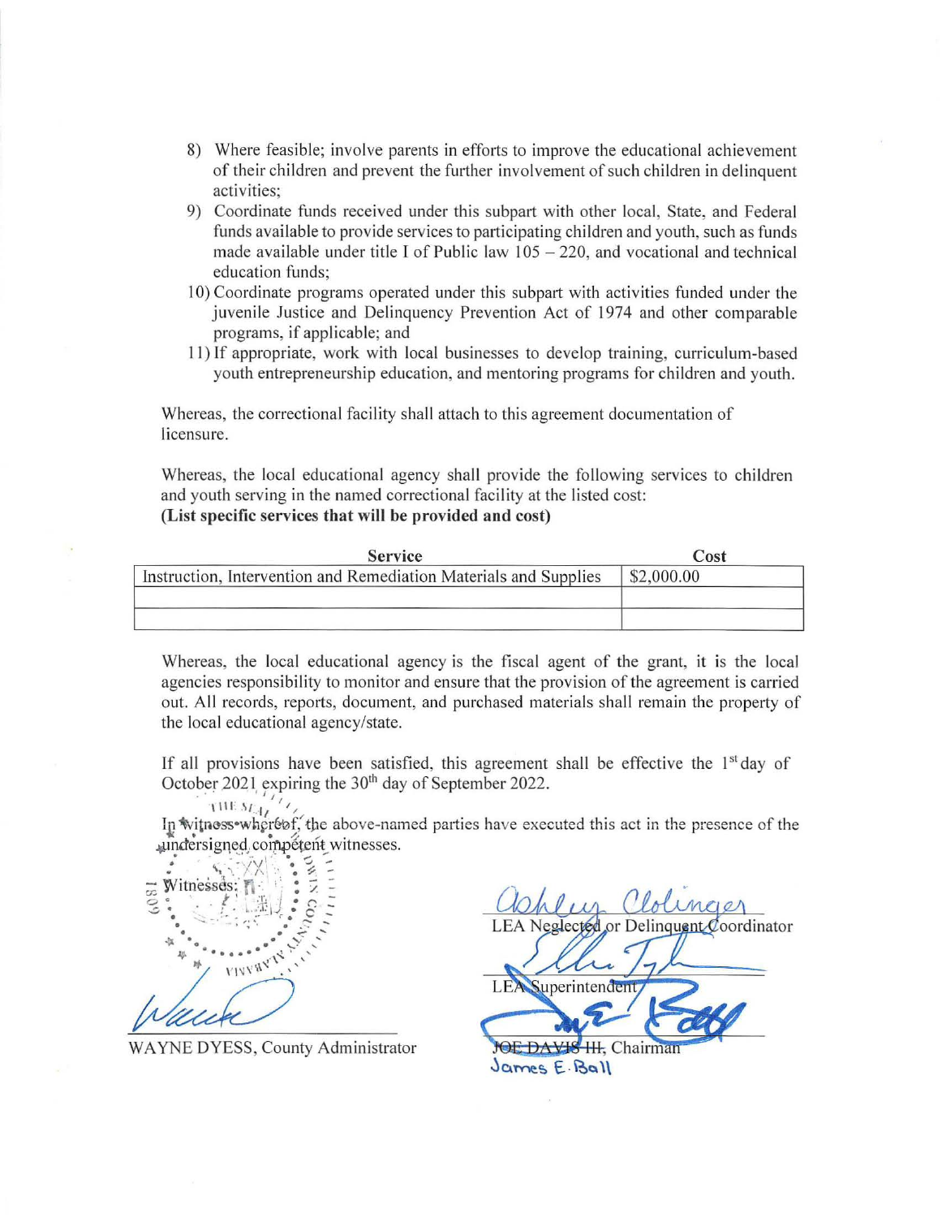8) Where feasible; involve parents in efforts to improve the educational achievement of their children and prevent the further involvement of such children in delinquent activities;
9) Coordinate funds received under this subpart with other local, State, and Federal funds available to provide services to participating children and youth, such as funds made available under title I of Public law 105 – 220, and vocational and technical education funds;
10) Coordinate programs operated under this subpart with activities funded under the juvenile Justice and Delinquency Prevention Act of 1974 and other comparable programs, if applicable; and
11) If appropriate, work with local businesses to develop training, curriculum-based youth entrepreneurship education, and mentoring programs for children and youth.

Whereas, the correctional facility shall attach to this agreement documentation of licensure.

Whereas, the local educational agency shall provide the following services to children and youth serving in the named correctional facility at the listed cost:
**(List specific services that will be provided and cost)**

| Service | Cost |
|---|---|
| Instruction, Intervention and Remediation Materials and Supplies | $2,000.00 |
| | |
| | |

Whereas, the local educational agency is the fiscal agent of the grant, it is the local agencies responsibility to monitor and ensure that the provision of the agreement is carried out. All records, reports, document, and purchased materials shall remain the property of the local educational agency/state.

If all provisions have been satisfied, this agreement shall be effective the 1st day of October 2021 expiring the 30th day of September 2022.

In witness whereof, the above-named parties have executed this act in the presence of the undersigned competent witnesses.

Witnesses:

WAYNE DYESS, County Administrator

LEA Neglected or Delinquent Coordinator

LEA Superintendent

~~JOE DAVIS III~~, Chairman
James E. Ball